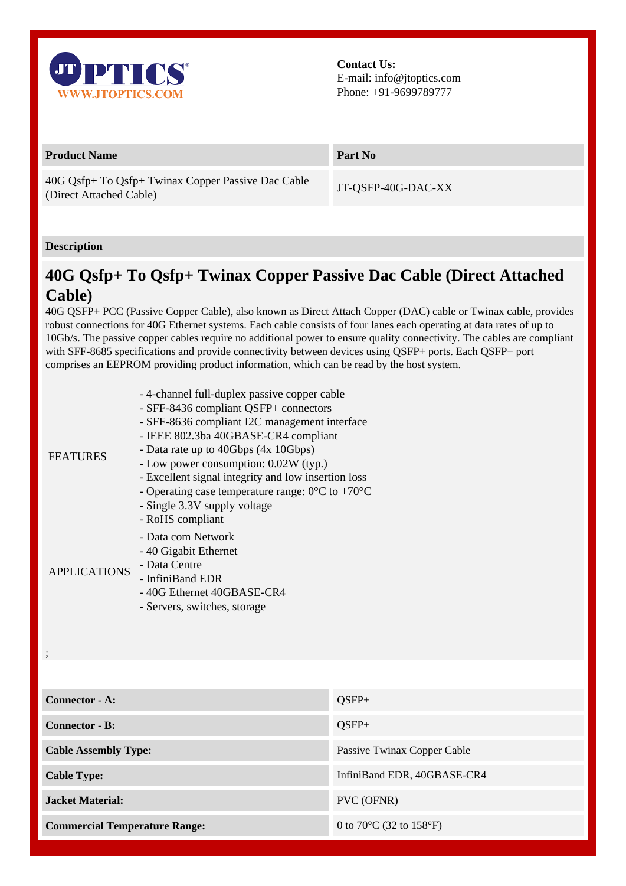JT OPTICS®
WWW.JTOPTICS.COM

**Contact Us:**
E-mail: info@jtoptics.com
Phone: +91-9699789777

| Product Name | Part No |
| --- | --- |
| 40G Qsfp+ To Qsfp+ Twinax Copper Passive Dac Cable (Direct Attached Cable) | JT-QSFP-40G-DAC-XX |

**Description**

## 40G Qsfp+ To Qsfp+ Twinax Copper Passive Dac Cable (Direct Attached Cable)

40G QSFP+ PCC (Passive Copper Cable), also known as Direct Attach Copper (DAC) cable or Twinax cable, provides robust connections for 40G Ethernet systems. Each cable consists of four lanes each operating at data rates of up to 10Gb/s. The passive copper cables require no additional power to ensure quality connectivity. The cables are compliant with SFF-8685 specifications and provide connectivity between devices using QSFP+ ports. Each QSFP+ port comprises an EEPROM providing product information, which can be read by the host system.

FEATURES

- 4-channel full-duplex passive copper cable
- SFF-8436 compliant QSFP+ connectors
- SFF-8636 compliant I2C management interface
- IEEE 802.3ba 40GBASE-CR4 compliant
- Data rate up to 40Gbps (4x 10Gbps)
- Low power consumption: 0.02W (typ.)
- Excellent signal integrity and low insertion loss
- Operating case temperature range: 0°C to +70°C
- Single 3.3V supply voltage
- RoHS compliant

APPLICATIONS

- Data com Network
- 40 Gigabit Ethernet
- Data Centre
- InfiniBand EDR
- 40G Ethernet 40GBASE-CR4
- Servers, switches, storage

;

| | |
| --- | --- |
| **Connector - A:** | QSFP+ |
| **Connector - B:** | QSFP+ |
| **Cable Assembly Type:** | Passive Twinax Copper Cable |
| **Cable Type:** | InfiniBand EDR, 40GBASE-CR4 |
| **Jacket Material:** | PVC (OFNR) |
| **Commercial Temperature Range:** | 0 to 70°C (32 to 158°F) |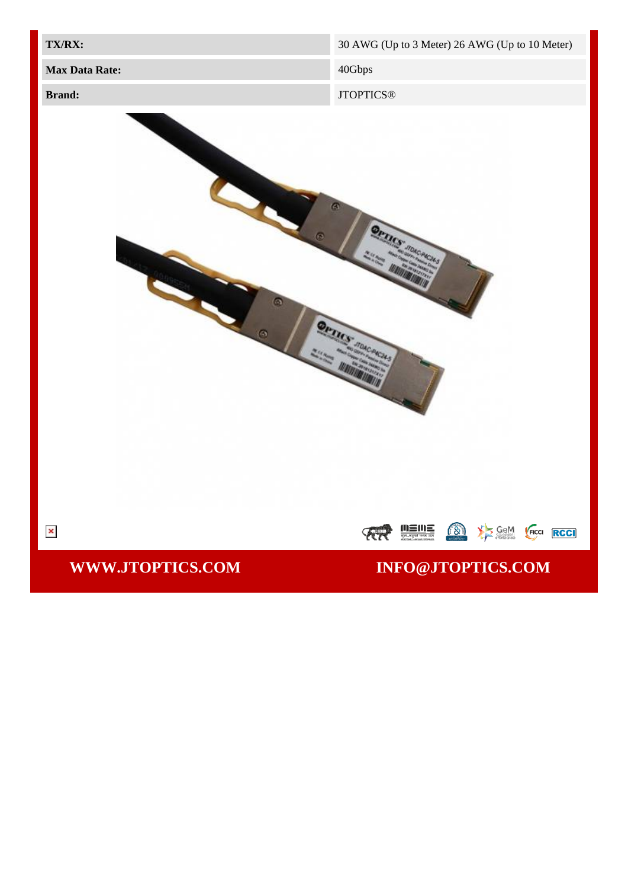| | |
|---|---|
| **TX/RX:** | 30 AWG (Up to 3 Meter) 26 AWG (Up to 10 Meter) |
| **Max Data Rate:** | 40Gbps |
| **Brand:** | JTOPTICS® |

**WWW.JTOPTICS.COM** **INFO@JTOPTICS.COM**